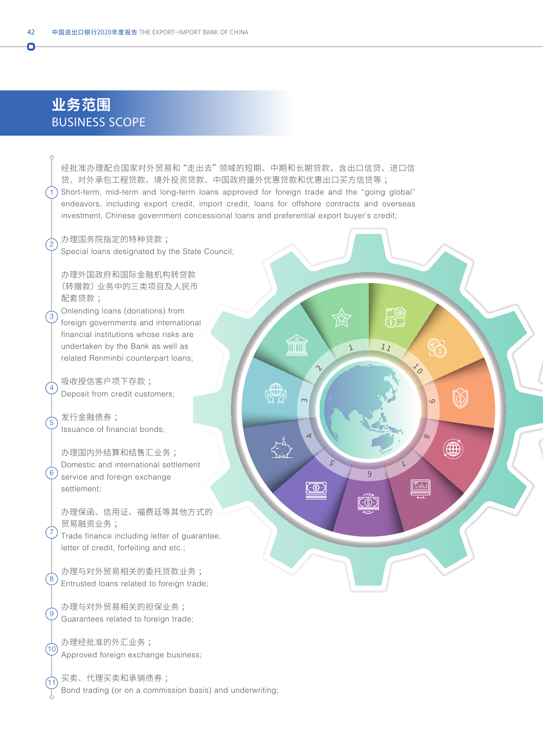# 业务范围
## BUSINESS SCOPE

1. 经批准办理配合国家对外贸易和“走出去”领域的短期、中期和长期贷款，含出口信贷、进口信贷、对外承包工程贷款、境外投资贷款、中国政府援外优惠贷款和优惠出口买方信贷等；
   Short-term, mid-term and long-term loans approved for foreign trade and the “going global” endeavors, including export credit, import credit, loans for offshore contracts and overseas investment, Chinese government concessional loans and preferential export buyer’s credit;

2. 办理国务院指定的特种贷款；
   Special loans designated by the State Council;

3. 办理外国政府和国际金融机构转贷款（转赠款）业务中的三类项目及人民币配套贷款；
   Onlending loans (donations) from foreign governments and international financial institutions whose risks are undertaken by the Bank as well as related Renminbi counterpart loans;

4. 吸收授信客户项下存款；
   Deposit from credit customers;

5. 发行金融债券；
   Issuance of financial bonds;

6. 办理国内外结算和结售汇业务；
   Domestic and international settlement service and foreign exchange settlement;

7. 办理保函、信用证、福费廷等其他方式的贸易融资业务；
   Trade finance including letter of guarantee, letter of credit, forfeiting and etc.;

8. 办理与对外贸易相关的委托贷款业务；
   Entrusted loans related to foreign trade;

9. 办理与对外贸易相关的担保业务；
   Guarantees related to foreign trade;

10. 办理经批准的外汇业务；
    Approved foreign exchange business;

11. 买卖、代理买卖和承销债券；
    Bond trading (or on a commission basis) and underwriting;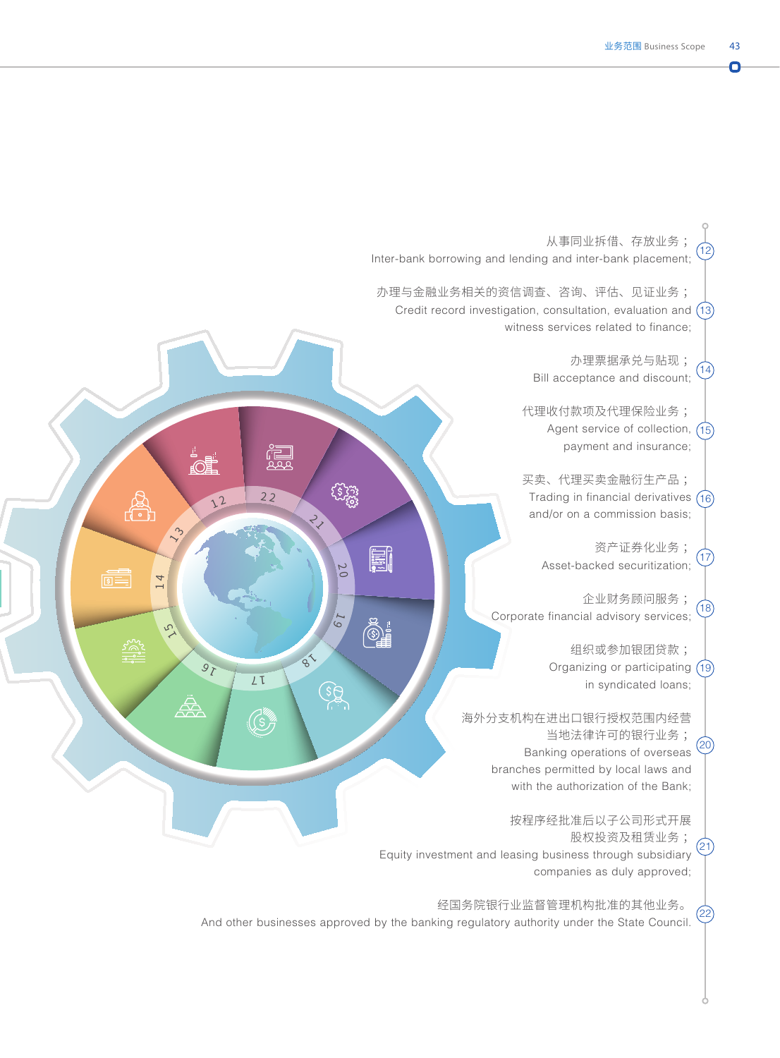(12) 从事同业拆借、存放业务；
Inter-bank borrowing and lending and inter-bank placement;

(13) 办理与金融业务相关的资信调查、咨询、评估、见证业务；
Credit record investigation, consultation, evaluation and witness services related to finance;

(14) 办理票据承兑与贴现；
Bill acceptance and discount;

(15) 代理收付款项及代理保险业务；
Agent service of collection, payment and insurance;

(16) 买卖、代理买卖金融衍生产品；
Trading in financial derivatives and/or on a commission basis;

(17) 资产证券化业务；
Asset-backed securitization;

(18) 企业财务顾问服务；
Corporate financial advisory services;

(19) 组织或参加银团贷款；
Organizing or participating in syndicated loans;

(20) 海外分支机构在进出口银行授权范围内经营当地法律许可的银行业务；
Banking operations of overseas branches permitted by local laws and with the authorization of the Bank;

(21) 按程序经批准后以子公司形式开展股权投资及租赁业务；
Equity investment and leasing business through subsidiary companies as duly approved;

(22) 经国务院银行业监督管理机构批准的其他业务。
And other businesses approved by the banking regulatory authority under the State Council.